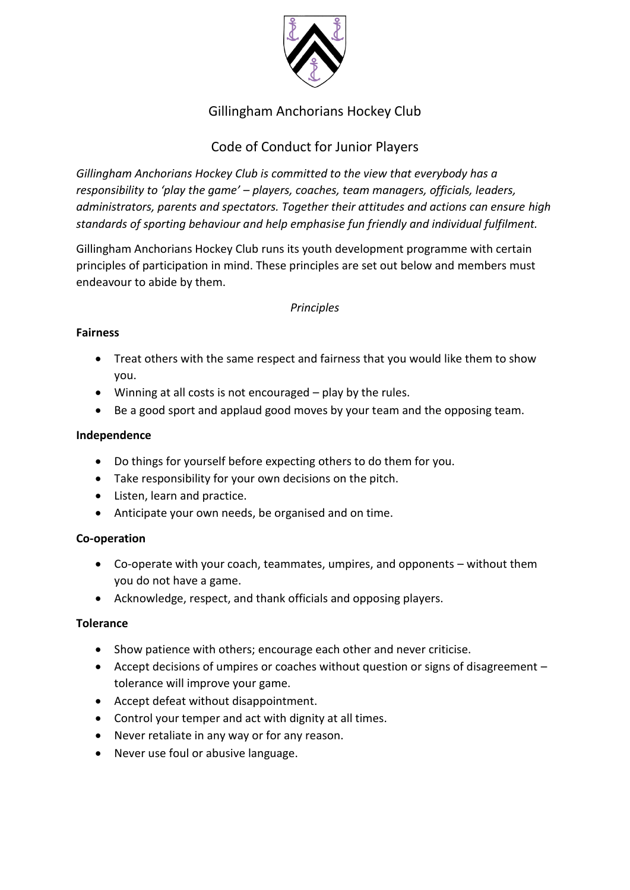# Gillingham Anchorians Hockey Club

## Code of Conduct for Junior Players

*Gillingham Anchorians Hockey Club is committed to the view that everybody has a responsibility to 'play the game' – players, coaches, team managers, officials, leaders, administrators, parents and spectators. Together their attitudes and actions can ensure high standards of sporting behaviour and help emphasise fun friendly and individual fulfilment.*

Gillingham Anchorians Hockey Club runs its youth development programme with certain principles of participation in mind. These principles are set out below and members must endeavour to abide by them.

*Principles*

**Fairness**

- Treat others with the same respect and fairness that you would like them to show you.
- Winning at all costs is not encouraged – play by the rules.
- Be a good sport and applaud good moves by your team and the opposing team.

**Independence**

- Do things for yourself before expecting others to do them for you.
- Take responsibility for your own decisions on the pitch.
- Listen, learn and practice.
- Anticipate your own needs, be organised and on time.

**Co-operation**

- Co-operate with your coach, teammates, umpires, and opponents – without them you do not have a game.
- Acknowledge, respect, and thank officials and opposing players.

**Tolerance**

- Show patience with others; encourage each other and never criticise.
- Accept decisions of umpires or coaches without question or signs of disagreement – tolerance will improve your game.
- Accept defeat without disappointment.
- Control your temper and act with dignity at all times.
- Never retaliate in any way or for any reason.
- Never use foul or abusive language.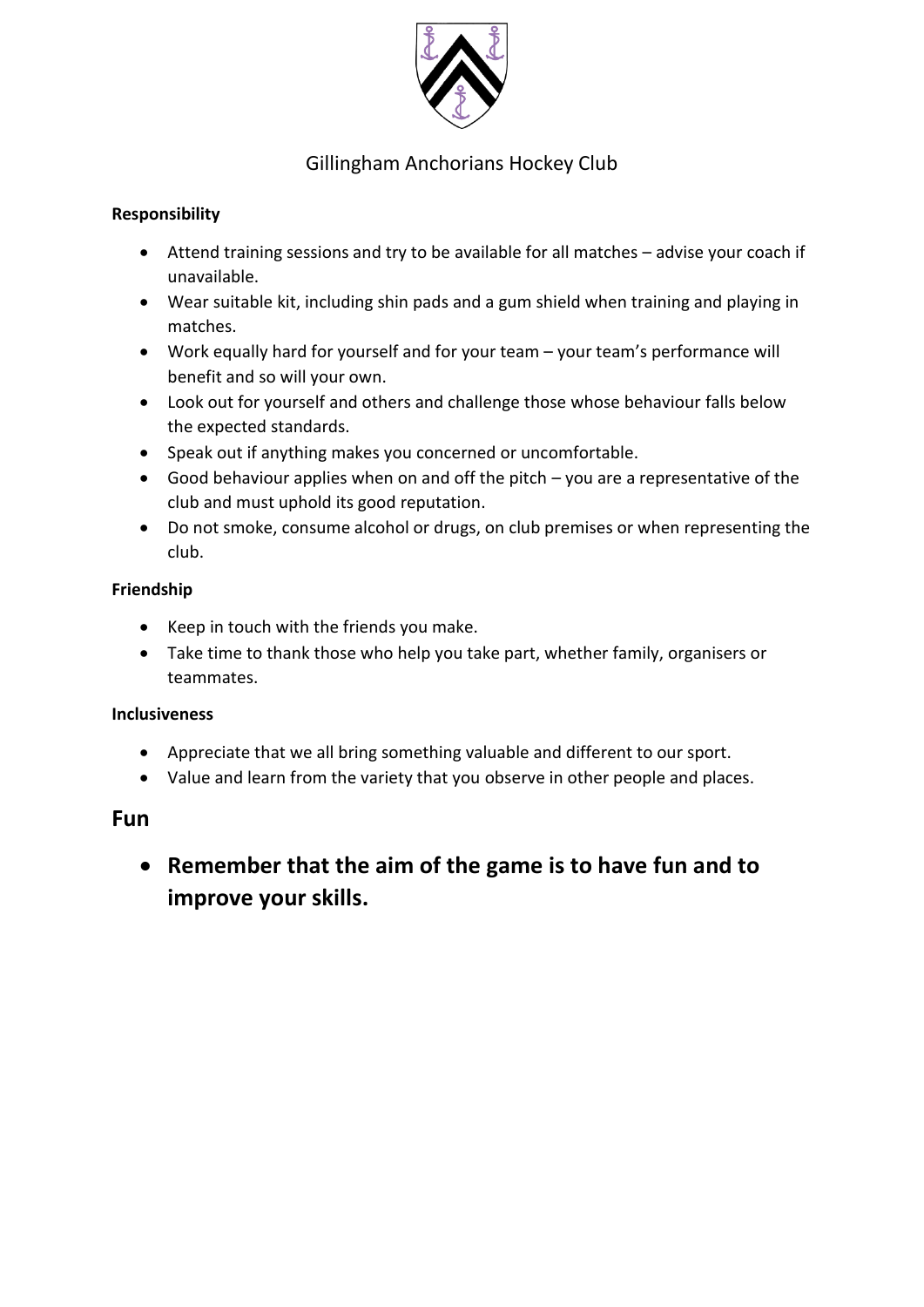Gillingham Anchorians Hockey Club

**Responsibility**

- Attend training sessions and try to be available for all matches – advise your coach if unavailable.
- Wear suitable kit, including shin pads and a gum shield when training and playing in matches.
- Work equally hard for yourself and for your team – your team's performance will benefit and so will your own.
- Look out for yourself and others and challenge those whose behaviour falls below the expected standards.
- Speak out if anything makes you concerned or uncomfortable.
- Good behaviour applies when on and off the pitch – you are a representative of the club and must uphold its good reputation.
- Do not smoke, consume alcohol or drugs, on club premises or when representing the club.

**Friendship**

- Keep in touch with the friends you make.
- Take time to thank those who help you take part, whether family, organisers or teammates.

**Inclusiveness**

- Appreciate that we all bring something valuable and different to our sport.
- Value and learn from the variety that you observe in other people and places.

## Fun

- **Remember that the aim of the game is to have fun and to improve your skills.**